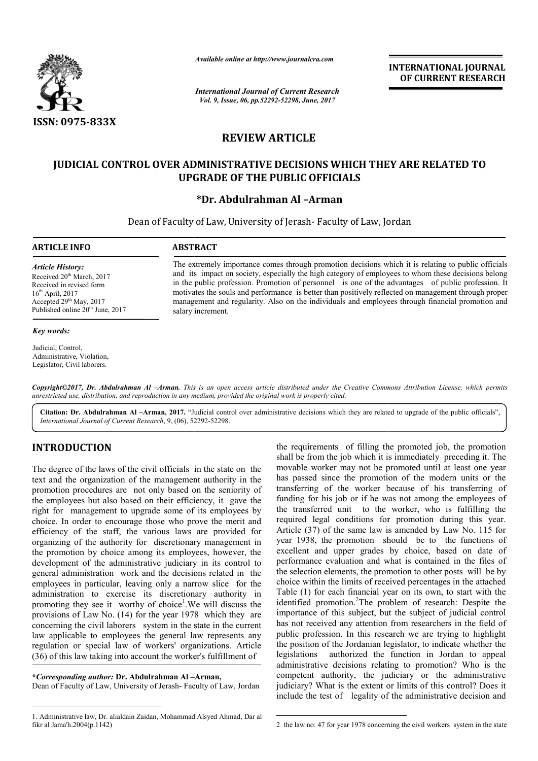Available online at http://www.journalcra.com

International Journal of Current Research

ISSN: 0975-833X

INTERNATIONAL JOURNAL OF CURRENT RESEARCH

# REVIEW ARTICLE

# JUDICIAL CONTROL OVER ADMINISTRATIVE DECISIONS WHICH THEY ARE RELATED TO UPGRADE OF THE PUBLIC OFFICIALS

**\*Dr. Abdulrahman Al –Arman**

Dean of Faculty of Law, University of Jerash- Faculty of Law, Jordan

**ARTICLE INFO**

*Article History:*

Received 20th March, 2017
Received in revised form 16th April, 2017
Accepted 29th May, 2017
Published online 20th June, 2017

*Key words:*

Judicial, Control, Administrative, Violation, Legislator, Civil laborers.

**ABSTRACT**

The extremely importance comes through promotion decisions which it is relating to public officials and its impact on society, especially the high category of employees to whom these decisions belong in the public profession. Promotion of personnel is one of the advantages of public profession. It motivates the souls and performance is better than positively reflected on management through proper management and regularity. Also on the individuals and employees through financial promotion and salary increment.

*Copyright©2017, Dr. Abdulrahman Al –Arman. This is an open access article distributed under the Creative Commons Attribution License, which permits unrestricted use, distribution, and reproduction in any medium, provided the original work is properly cited.*

**Citation: Dr. Abdulrahman Al –Arman, 2017.** "Judicial control over administrative decisions which they are related to upgrade of the public officials", *International Journal of Current Research*, 9, (06), 52292-52298.

## INTRODUCTION

The degree of the laws of the civil officials in the state on the text and the organization of the management authority in the promotion procedures are not only based on the seniority of the employees but also based on their efficiency, it gave the right for management to upgrade some of its employees by choice. In order to encourage those who prove the merit and efficiency of the staff, the various laws are provided for organizing of the authority for discretionary management in the promotion by choice among its employees, however, the development of the administrative judiciary in its control to general administration work and the decisions related in the employees in particular, leaving only a narrow slice for the administration to exercise its discretionary authority in promoting they see it worthy of choice[1].We will discuss the provisions of Law No. (14) for the year 1978 which they are concerning the civil laborers system in the state in the current law applicable to employees the general law represents any regulation or special law of workers' organizations. Article (36) of this law taking into account the worker's fulfillment of the requirements of filling the promoted job, the promotion shall be from the job which it is immediately preceding it. The movable worker may not be promoted until at least one year has passed since the promotion of the modern units or the transferring of the worker because of his transferring of funding for his job or if he was not among the employees of the transferred unit to the worker, who is fulfilling the required legal conditions for promotion during this year. Article (37) of the same law is amended by Law No. 115 for year 1938, the promotion should be to the functions of excellent and upper grades by choice, based on date of performance evaluation and what is contained in the files of the selection elements, the promotion to other posts will be by choice within the limits of received percentages in the attached Table (1) for each financial year on its own, to start with the identified promotion.[2]The problem of research: Despite the importance of this subject, but the subject of judicial control has not received any attention from researchers in the field of public profession. In this research we are trying to highlight the position of the Jordanian legislator, to indicate whether the legislations authorized the function in Jordan to appeal administrative decisions relating to promotion? Who is the competent authority, the judiciary or the administrative judiciary? What is the extent or limits of this control? Does it include the test of legality of the administrative decision and

**\*Corresponding author: Dr. Abdulrahman Al –Arman,**
Dean of Faculty of Law, University of Jerash- Faculty of Law, Jordan

1. Administrative law, Dr. alialdain Zaidan, Mohammad Alsyed Ahmad, Dar al fikr al Jama'h.2004(p.1142)

2 the law no: 47 for year 1978 concerning the civil workers system in the state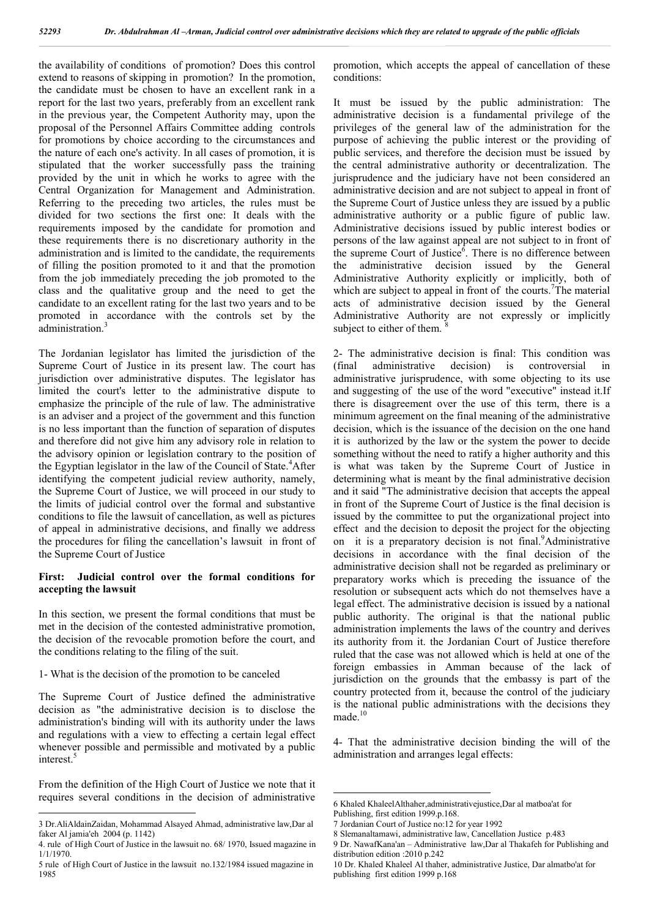the availability of conditions of promotion? Does this control extend to reasons of skipping in promotion? In the promotion, the candidate must be chosen to have an excellent rank in a report for the last two years, preferably from an excellent rank in the previous year, the Competent Authority may, upon the proposal of the Personnel Affairs Committee adding controls for promotions by choice according to the circumstances and the nature of each one's activity. In all cases of promotion, it is stipulated that the worker successfully pass the training provided by the unit in which he works to agree with the Central Organization for Management and Administration. Referring to the preceding two articles, the rules must be divided for two sections the first one: It deals with the requirements imposed by the candidate for promotion and these requirements there is no discretionary authority in the administration and is limited to the candidate, the requirements of filling the position promoted to it and that the promotion from the job immediately preceding the job promoted to the class and the qualitative group and the need to get the candidate to an excellent rating for the last two years and to be promoted in accordance with the controls set by the administration.[3]

The Jordanian legislator has limited the jurisdiction of the Supreme Court of Justice in its present law. The court has jurisdiction over administrative disputes. The legislator has limited the court's letter to the administrative dispute to emphasize the principle of the rule of law. The administrative is an adviser and a project of the government and this function is no less important than the function of separation of disputes and therefore did not give him any advisory role in relation to the advisory opinion or legislation contrary to the position of the Egyptian legislator in the law of the Council of State.[4] After identifying the competent judicial review authority, namely, the Supreme Court of Justice, we will proceed in our study to the limits of judicial control over the formal and substantive conditions to file the lawsuit of cancellation, as well as pictures of appeal in administrative decisions, and finally we address the procedures for filing the cancellation's lawsuit in front of the Supreme Court of Justice

### First: Judicial control over the formal conditions for accepting the lawsuit

In this section, we present the formal conditions that must be met in the decision of the contested administrative promotion, the decision of the revocable promotion before the court, and the conditions relating to the filing of the suit.

1- What is the decision of the promotion to be canceled

The Supreme Court of Justice defined the administrative decision as "the administrative decision is to disclose the administration's binding will with its authority under the laws and regulations with a view to effecting a certain legal effect whenever possible and permissible and motivated by a public interest.[5]

From the definition of the High Court of Justice we note that it requires several conditions in the decision of administrative promotion, which accepts the appeal of cancellation of these conditions:

It must be issued by the public administration: The administrative decision is a fundamental privilege of the privileges of the general law of the administration for the purpose of achieving the public interest or the providing of public services, and therefore the decision must be issued by the central administrative authority or decentralization. The jurisprudence and the judiciary have not been considered an administrative decision and are not subject to appeal in front of the Supreme Court of Justice unless they are issued by a public administrative authority or a public figure of public law. Administrative decisions issued by public interest bodies or persons of the law against appeal are not subject to in front of the supreme Court of Justice[6]. There is no difference between the administrative decision issued by the General Administrative Authority explicitly or implicitly, both of which are subject to appeal in front of the courts.[7] The material acts of administrative decision issued by the General Administrative Authority are not expressly or implicitly subject to either of them.[8]

2- The administrative decision is final: This condition was (final administrative decision) is controversial in administrative jurisprudence, with some objecting to its use and suggesting of the use of the word "executive" instead it.If there is disagreement over the use of this term, there is a minimum agreement on the final meaning of the administrative decision, which is the issuance of the decision on the one hand it is authorized by the law or the system the power to decide something without the need to ratify a higher authority and this is what was taken by the Supreme Court of Justice in determining what is meant by the final administrative decision and it said "The administrative decision that accepts the appeal in front of the Supreme Court of Justice is the final decision is issued by the committee to put the organizational project into effect and the decision to deposit the project for the objecting on it is a preparatory decision is not final.[9] Administrative decisions in accordance with the final decision of the administrative decision shall not be regarded as preliminary or preparatory works which is preceding the issuance of the resolution or subsequent acts which do not themselves have a legal effect. The administrative decision is issued by a national public authority. The original is that the national public administration implements the laws of the country and derives its authority from it. the Jordanian Court of Justice therefore ruled that the case was not allowed which is held at one of the foreign embassies in Amman because of the lack of jurisdiction on the grounds that the embassy is part of the country protected from it, because the control of the judiciary is the national public administrations with the decisions they made.[10]

4- That the administrative decision binding the will of the administration and arranges legal effects:

---

3 Dr.AliAldainZaidan, Mohammad Alsayed Ahmad, administrative law,Dar al faker Al jamia'eh 2004 (p. 1142)

4. rule of High Court of Justice in the lawsuit no. 68/ 1970, Issued magazine in 1/1/1970.

5 rule of High Court of Justice in the lawsuit no.132/1984 issued magazine in 1985

6 Khaled KhaleelAlthaher,administrativejustice,Dar al matboa'at for Publishing, first edition 1999.p.168.

7 Jordanian Court of Justice no:12 for year 1992

8 Slemanaltamawi, administrative law, Cancellation Justice p.483

9 Dr. NawafKana'an – Administrative law,Dar al Thakafeh for Publishing and distribution edition :2010 p.242

10 Dr. Khaled Khaleel Al thaher, administrative Justice, Dar almatbo'at for publishing first edition 1999 p.168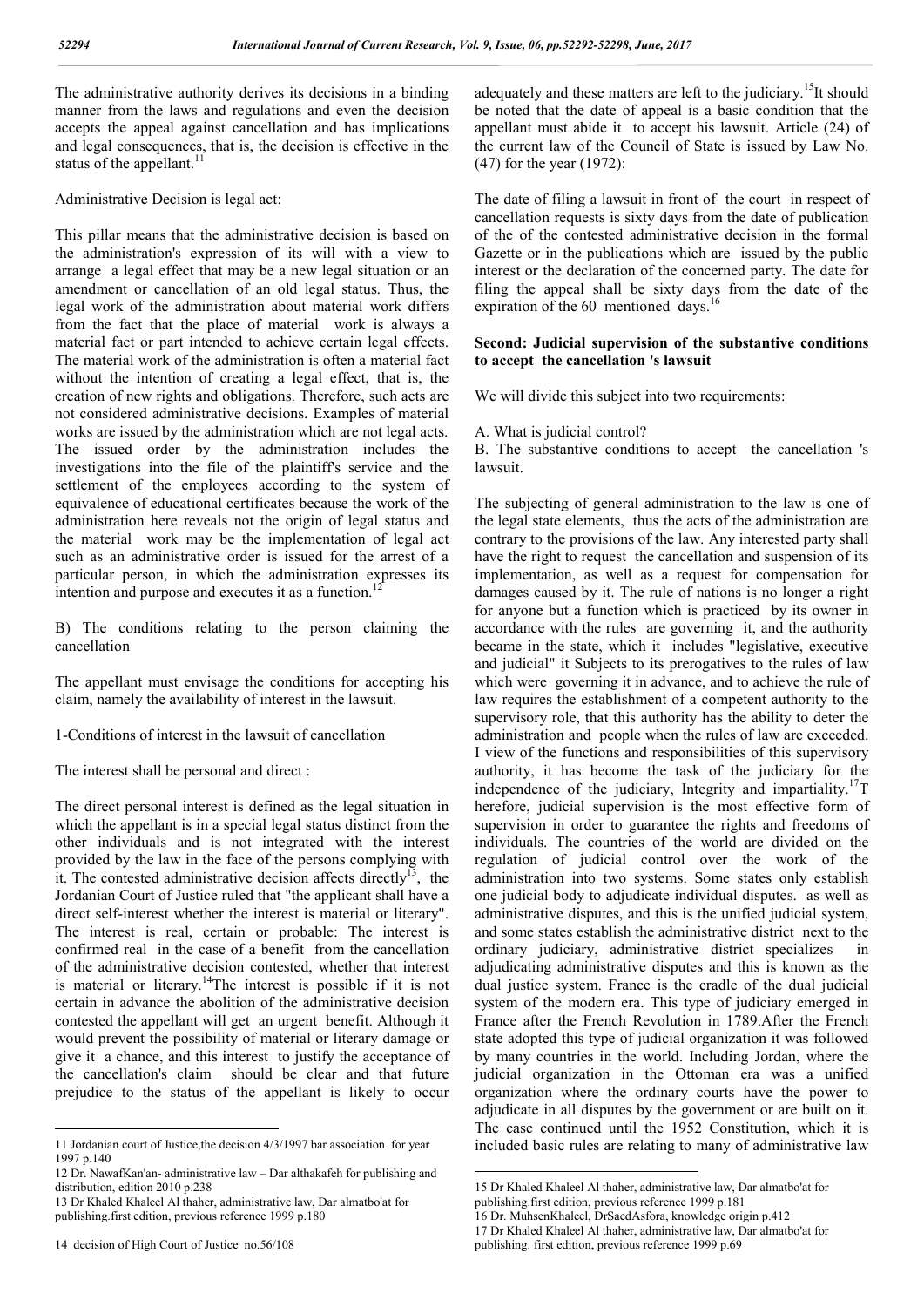The administrative authority derives its decisions in a binding manner from the laws and regulations and even the decision accepts the appeal against cancellation and has implications and legal consequences, that is, the decision is effective in the status of the appellant.[11]

Administrative Decision is legal act:

This pillar means that the administrative decision is based on the administration's expression of its will with a view to arrange a legal effect that may be a new legal situation or an amendment or cancellation of an old legal status. Thus, the legal work of the administration about material work differs from the fact that the place of material work is always a material fact or part intended to achieve certain legal effects. The material work of the administration is often a material fact without the intention of creating a legal effect, that is, the creation of new rights and obligations. Therefore, such acts are not considered administrative decisions. Examples of material works are issued by the administration which are not legal acts. The issued order by the administration includes the investigations into the file of the plaintiff's service and the settlement of the employees according to the system of equivalence of educational certificates because the work of the administration here reveals not the origin of legal status and the material work may be the implementation of legal act such as an administrative order is issued for the arrest of a particular person, in which the administration expresses its intention and purpose and executes it as a function.[12]

B) The conditions relating to the person claiming the cancellation

The appellant must envisage the conditions for accepting his claim, namely the availability of interest in the lawsuit.

1-Conditions of interest in the lawsuit of cancellation

The interest shall be personal and direct :

The direct personal interest is defined as the legal situation in which the appellant is in a special legal status distinct from the other individuals and is not integrated with the interest provided by the law in the face of the persons complying with it. The contested administrative decision affects directly[13], the Jordanian Court of Justice ruled that "the applicant shall have a direct self-interest whether the interest is material or literary". The interest is real, certain or probable: The interest is confirmed real in the case of a benefit from the cancellation of the administrative decision contested, whether that interest is material or literary.[14]The interest is possible if it is not certain in advance the abolition of the administrative decision contested the appellant will get an urgent benefit. Although it would prevent the possibility of material or literary damage or give it a chance, and this interest to justify the acceptance of the cancellation's claim should be clear and that future prejudice to the status of the appellant is likely to occur adequately and these matters are left to the judiciary.[15]It should be noted that the date of appeal is a basic condition that the appellant must abide it to accept his lawsuit. Article (24) of the current law of the Council of State is issued by Law No. (47) for the year (1972):

The date of filing a lawsuit in front of the court in respect of cancellation requests is sixty days from the date of publication of the of the of the contested administrative decision in the formal Gazette or in the publications which are issued by the public interest or the declaration of the concerned party. The date for filing the appeal shall be sixty days from the date of the expiration of the 60 mentioned days.[16]

**Second: Judicial supervision of the substantive conditions to accept the cancellation 's lawsuit**

We will divide this subject into two requirements:

A. What is judicial control?
B. The substantive conditions to accept the cancellation 's lawsuit.

The subjecting of general administration to the law is one of the legal state elements, thus the acts of the administration are contrary to the provisions of the law. Any interested party shall have the right to request the cancellation and suspension of its implementation, as well as a request for compensation for damages caused by it. The rule of nations is no longer a right for anyone but a function which is practiced by its owner in accordance with the rules are governing it, and the authority became in the state, which it includes "legislative, executive and judicial" it Subjects to its prerogatives to the rules of law which were governing it in advance, and to achieve the rule of law requires the establishment of a competent authority to the supervisory role, that this authority has the ability to deter the administration and people when the rules of law are exceeded. I view of the functions and responsibilities of this supervisory authority, it has become the task of the judiciary for the independence of the judiciary, Integrity and impartiality.[17]Therefore, judicial supervision is the most effective form of supervision in order to guarantee the rights and freedoms of individuals. The countries of the world are divided on the regulation of judicial control over the work of the administration into two systems. Some states only establish one judicial body to adjudicate individual disputes. as well as administrative disputes, and this is the unified judicial system, and some states establish the administrative district next to the ordinary judiciary, administrative district specializes in adjudicating administrative disputes and this is known as the dual justice system. France is the cradle of the dual judicial system of the modern era. This type of judiciary emerged in France after the French Revolution in 1789.After the French state adopted this type of judicial organization it was followed by many countries in the world. Including Jordan, where the judicial organization in the Ottoman era was a unified organization where the ordinary courts have the power to adjudicate in all disputes by the government or are built on it. The case continued until the 1952 Constitution, which it is included basic rules are relating to many of administrative law

---

11 Jordanian court of Justice,the decision 4/3/1997 bar association for year 1997 p.140

12 Dr. NawafKan'an- administrative law – Dar althakafeh for publishing and distribution, edition 2010 p.238

13 Dr Khaled Khaleel Al thaher, administrative law, Dar almatbo'at for publishing.first edition, previous reference 1999 p.180

14 decision of High Court of Justice no.56/108

15 Dr Khaled Khaleel Al thaher, administrative law, Dar almatbo'at for publishing.first edition, previous reference 1999 p.181

16 Dr. MuhsenKhaleel, DrSaedAsfora, knowledge origin p.412

17 Dr Khaled Khaleel Al thaher, administrative law, Dar almatbo'at for publishing. first edition, previous reference 1999 p.69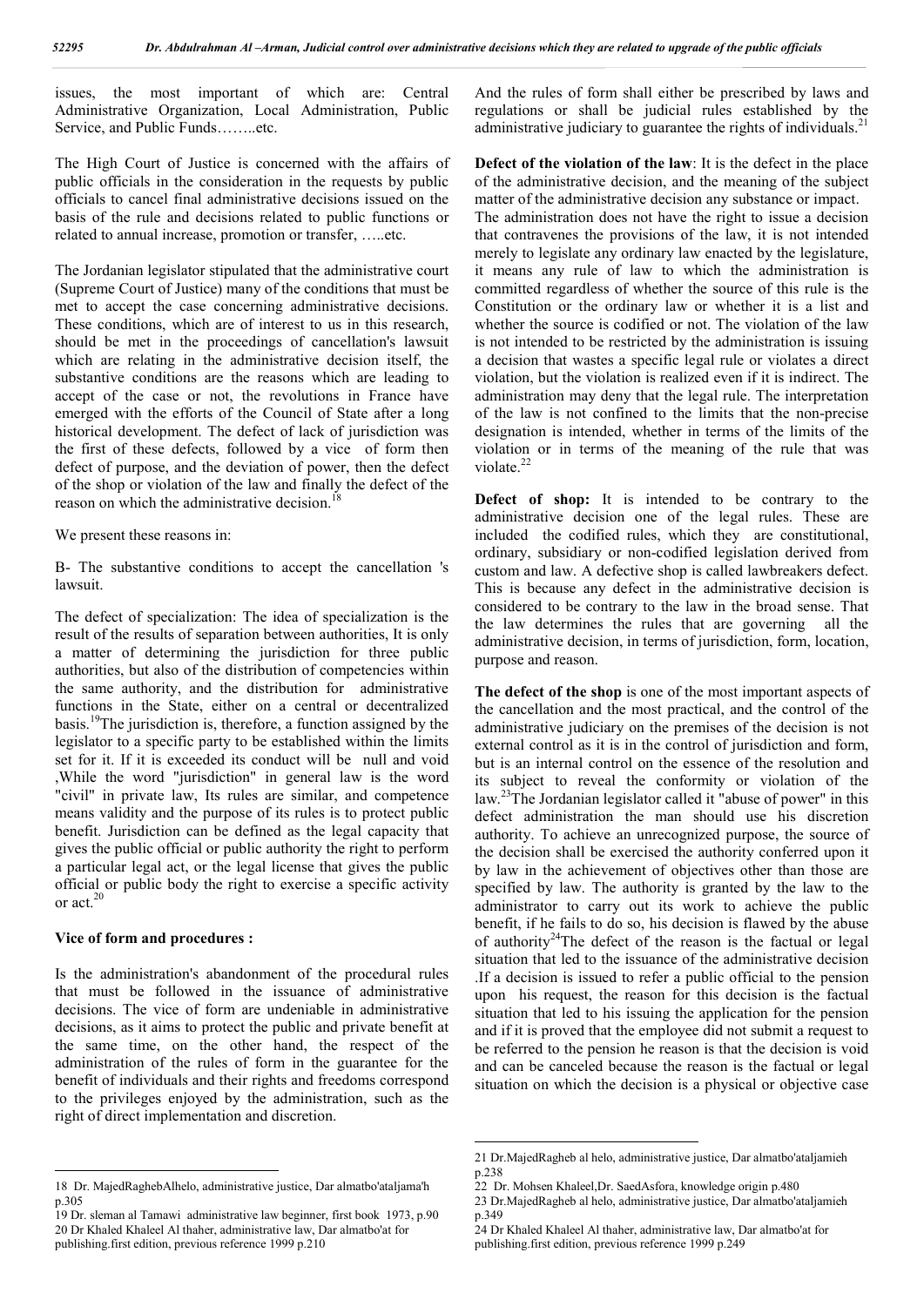issues, the most important of which are: Central Administrative Organization, Local Administration, Public Service, and Public Funds……..etc.

The High Court of Justice is concerned with the affairs of public officials in the consideration in the requests by public officials to cancel final administrative decisions issued on the basis of the rule and decisions related to public functions or related to annual increase, promotion or transfer, …..etc.

The Jordanian legislator stipulated that the administrative court (Supreme Court of Justice) many of the conditions that must be met to accept the case concerning administrative decisions. These conditions, which are of interest to us in this research, should be met in the proceedings of cancellation's lawsuit which are relating in the administrative decision itself, the substantive conditions are the reasons which are leading to accept of the case or not, the revolutions in France have emerged with the efforts of the Council of State after a long historical development. The defect of lack of jurisdiction was the first of these defects, followed by a vice of form then defect of purpose, and the deviation of power, then the defect of the shop or violation of the law and finally the defect of the reason on which the administrative decision.[18]

We present these reasons in:

B- The substantive conditions to accept the cancellation 's lawsuit.

The defect of specialization: The idea of specialization is the result of the results of separation between authorities, It is only a matter of determining the jurisdiction for three public authorities, but also of the distribution of competencies within the same authority, and the distribution for administrative functions in the State, either on a central or decentralized basis.[19]The jurisdiction is, therefore, a function assigned by the legislator to a specific party to be established within the limits set for it. If it is exceeded its conduct will be null and void ,While the word "jurisdiction" in general law is the word "civil" in private law, Its rules are similar, and competence means validity and the purpose of its rules is to protect public benefit. Jurisdiction can be defined as the legal capacity that gives the public official or public authority the right to perform a particular legal act, or the legal license that gives the public official or public body the right to exercise a specific activity or act.[20]

### Vice of form and procedures :

Is the administration's abandonment of the procedural rules that must be followed in the issuance of administrative decisions. The vice of form are undeniable in administrative decisions, as it aims to protect the public and private benefit at the same time, on the other hand, the respect of the administration of the rules of form in the guarantee for the benefit of individuals and their rights and freedoms correspond to the privileges enjoyed by the administration, such as the right of direct implementation and discretion.

And the rules of form shall either be prescribed by laws and regulations or shall be judicial rules established by the administrative judiciary to guarantee the rights of individuals.[21]

**Defect of the violation of the law**: It is the defect in the place of the administrative decision, and the meaning of the subject matter of the administrative decision any substance or impact. The administration does not have the right to issue a decision that contravenes the provisions of the law, it is not intended merely to legislate any ordinary law enacted by the legislature, it means any rule of law to which the administration is committed regardless of whether the source of this rule is the Constitution or the ordinary law or whether it is a list and whether the source is codified or not. The violation of the law is not intended to be restricted by the administration is issuing a decision that wastes a specific legal rule or violates a direct violation, but the violation is realized even if it is indirect. The administration may deny that the legal rule. The interpretation of the law is not confined to the limits that the non-precise designation is intended, whether in terms of the limits of the violation or in terms of the meaning of the rule that was violate.[22]

**Defect of shop:** It is intended to be contrary to the administrative decision one of the legal rules. These are included the codified rules, which they are constitutional, ordinary, subsidiary or non-codified legislation derived from custom and law. A defective shop is called lawbreakers defect. This is because any defect in the administrative decision is considered to be contrary to the law in the broad sense. That the law determines the rules that are governing all the administrative decision, in terms of jurisdiction, form, location, purpose and reason.

**The defect of the shop** is one of the most important aspects of the cancellation and the most practical, and the control of the administrative judiciary on the premises of the decision is not external control as it is in the control of jurisdiction and form, but is an internal control on the essence of the resolution and its subject to reveal the conformity or violation of the law.[23]The Jordanian legislator called it "abuse of power" in this defect administration the man should use his discretion authority. To achieve an unrecognized purpose, the source of the decision shall be exercised the authority conferred upon it by law in the achievement of objectives other than those are specified by law. The authority is granted by the law to the administrator to carry out its work to achieve the public benefit, if he fails to do so, his decision is flawed by the abuse of authority[24]The defect of the reason is the factual or legal situation that led to the issuance of the administrative decision .If a decision is issued to refer a public official to the pension upon his request, the reason for this decision is the factual situation that led to his issuing the application for the pension and if it is proved that the employee did not submit a request to be referred to the pension he reason is that the decision is void and can be canceled because the reason is the factual or legal situation on which the decision is a physical or objective case

---

18 Dr. MajedRaghebAlhelo, administrative justice, Dar almatbo'ataljama'h p.305

19 Dr. sleman al Tamawi administrative law beginner, first book 1973, p.90

20 Dr Khaled Khaleel Al thaher, administrative law, Dar almatbo'at for publishing.first edition, previous reference 1999 p.210

21 Dr.MajedRagheb al helo, administrative justice, Dar almatbo'ataljamieh p.238

22 Dr. Mohsen Khaleel,Dr. SaedAsfora, knowledge origin p.480

23 Dr.MajedRagheb al helo, administrative justice, Dar almatbo'ataljamieh p.349

24 Dr Khaled Khaleel Al thaher, administrative law, Dar almatbo'at for publishing.first edition, previous reference 1999 p.249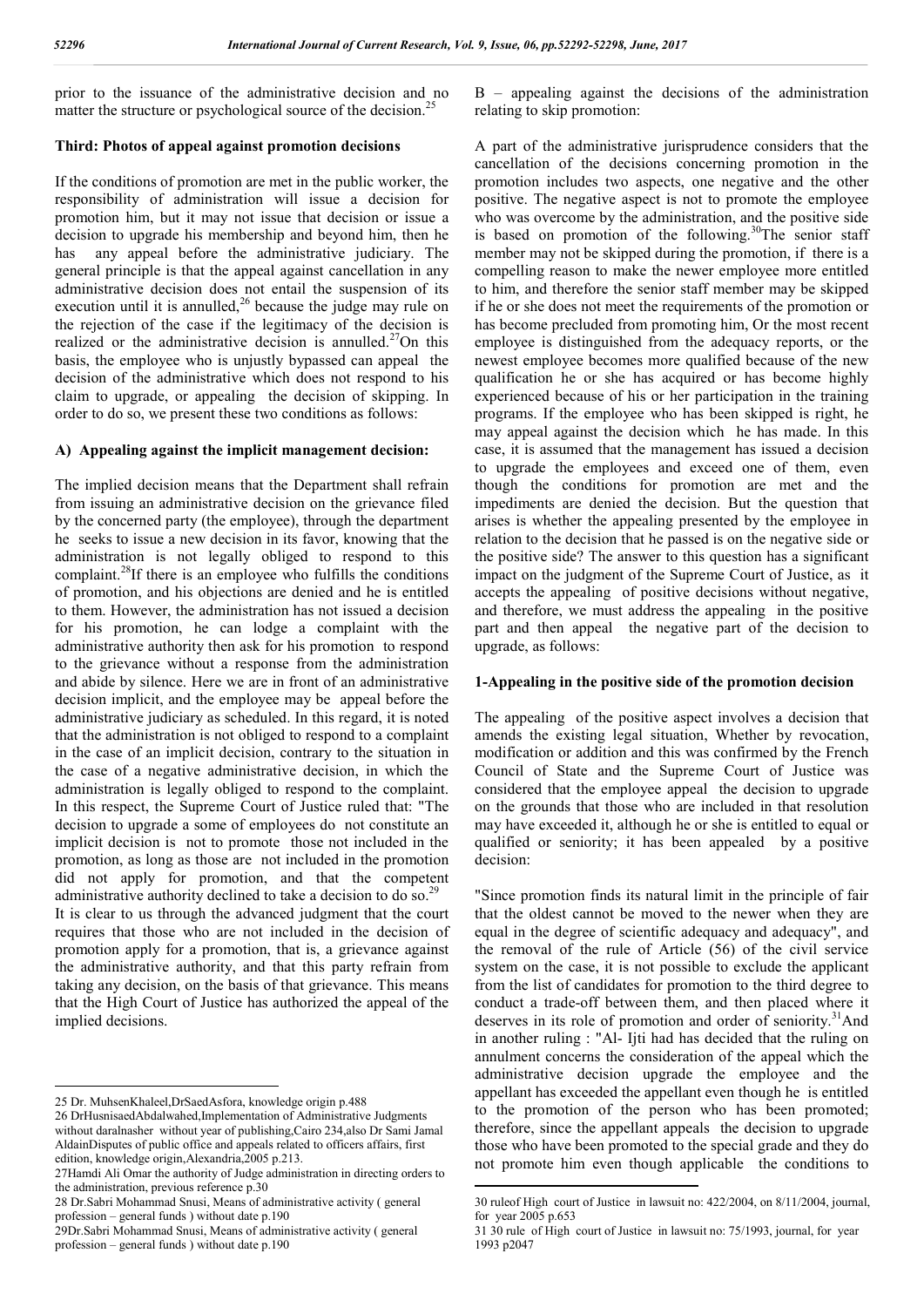prior to the issuance of the administrative decision and no matter the structure or psychological source of the decision.[25]

### Third: Photos of appeal against promotion decisions

If the conditions of promotion are met in the public worker, the responsibility of administration will issue a decision for promotion him, but it may not issue that decision or issue a decision to upgrade his membership and beyond him, then he has any appeal before the administrative judiciary. The general principle is that the appeal against cancellation in any administrative decision does not entail the suspension of its execution until it is annulled,[26] because the judge may rule on the rejection of the case if the legitimacy of the decision is realized or the administrative decision is annulled.[27]On this basis, the employee who is unjustly bypassed can appeal the decision of the administrative which does not respond to his claim to upgrade, or appealing the decision of skipping. In order to do so, we present these two conditions as follows:

#### A) Appealing against the implicit management decision:

The implied decision means that the Department shall refrain from issuing an administrative decision on the grievance filed by the concerned party (the employee), through the department he seeks to issue a new decision in its favor, knowing that the administration is not legally obliged to respond to this complaint.[28]If there is an employee who fulfills the conditions of promotion, and his objections are denied and he is entitled to them. However, the administration has not issued a decision for his promotion, he can lodge a complaint with the administrative authority then ask for his promotion to respond to the grievance without a response from the administration and abide by silence. Here we are in front of an administrative decision implicit, and the employee may be appeal before the administrative judiciary as scheduled. In this regard, it is noted that the administration is not obliged to respond to a complaint in the case of an implicit decision, contrary to the situation in the case of a negative administrative decision, in which the administration is legally obliged to respond to the complaint. In this respect, the Supreme Court of Justice ruled that: "The decision to upgrade a some of employees do not constitute an implicit decision is not to promote those not included in the promotion, as long as those are not included in the promotion did not apply for promotion, and that the competent administrative authority declined to take a decision to do so.[29]
It is clear to us through the advanced judgment that the court requires that those who are not included in the decision of promotion apply for a promotion, that is, a grievance against the administrative authority, and that this party refrain from taking any decision, on the basis of that grievance. This means that the High Court of Justice has authorized the appeal of the implied decisions.

#### B – appealing against the decisions of the administration relating to skip promotion:

A part of the administrative jurisprudence considers that the cancellation of the decisions concerning promotion in the promotion includes two aspects, one negative and the other positive. The negative aspect is not to promote the employee who was overcome by the administration, and the positive side is based on promotion of the following.[30]The senior staff member may not be skipped during the promotion, if there is a compelling reason to make the newer employee more entitled to him, and therefore the senior staff member may be skipped if he or she does not meet the requirements of the promotion or has become precluded from promoting him, Or the most recent employee is distinguished from the adequacy reports, or the newest employee becomes more qualified because of the new qualification he or she has acquired or has become highly experienced because of his or her participation in the training programs. If the employee who has been skipped is right, he may appeal against the decision which he has made. In this case, it is assumed that the management has issued a decision to upgrade the employees and exceed one of them, even though the conditions for promotion are met and the impediments are denied the decision. But the question that arises is whether the appealing presented by the employee in relation to the decision that he passed is on the negative side or the positive side? The answer to this question has a significant impact on the judgment of the Supreme Court of Justice, as it accepts the appealing of positive decisions without negative, and therefore, we must address the appealing in the positive part and then appeal the negative part of the decision to upgrade, as follows:

#### 1-Appealing in the positive side of the promotion decision

The appealing of the positive aspect involves a decision that amends the existing legal situation, Whether by revocation, modification or addition and this was confirmed by the French Council of State and the Supreme Court of Justice was considered that the employee appeal the decision to upgrade on the grounds that those who are included in that resolution may have exceeded it, although he or she is entitled to equal or qualified or seniority; it has been appealed by a positive decision:

"Since promotion finds its natural limit in the principle of fair that the oldest cannot be moved to the newer when they are equal in the degree of scientific adequacy and adequacy", and the removal of the rule of Article (56) of the civil service system on the case, it is not possible to exclude the applicant from the list of candidates for promotion to the third degree to conduct a trade-off between them, and then placed where it deserves in its role of promotion and order of seniority.[31]And in another ruling : "Al- Ijti had has decided that the ruling on annulment concerns the consideration of the appeal which the administrative decision upgrade the employee and the appellant has exceeded the appellant even though he is entitled to the promotion of the person who has been promoted; therefore, since the appellant appeals the decision to upgrade those who have been promoted to the special grade and they do not promote him even though applicable the conditions to

---

25 Dr. MuhsenKhaleel,DrSaedAsfora, knowledge origin p.488

26 DrHusnisaedAbdalwahed,Implementation of Administrative Judgments without daralnasher without year of publishing,Cairo 234,also Dr Sami Jamal AldainDisputes of public office and appeals related to officers affairs, first edition, knowledge origin,Alexandria,2005 p.213.

27Hamdi Ali Omar the authority of Judge administration in directing orders to the administration, previous reference p.30

28 Dr.Sabri Mohammad Snusi, Means of administrative activity ( general profession – general funds ) without date p.190

29Dr.Sabri Mohammad Snusi, Means of administrative activity ( general profession – general funds ) without date p.190

30 ruleof High court of Justice in lawsuit no: 422/2004, on 8/11/2004, journal, for year 2005 p.653

31 30 rule of High court of Justice in lawsuit no: 75/1993, journal, for year 1993 p2047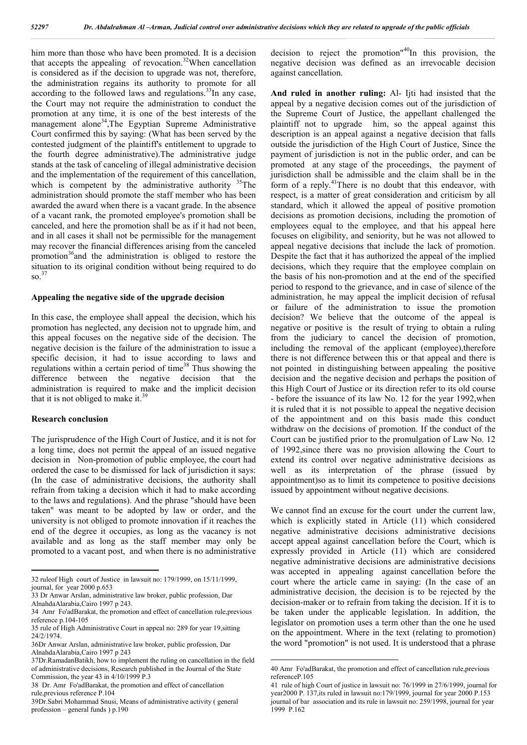him more than those who have been promoted. It is a decision that accepts the appealing of revocation.[32]When cancellation is considered as if the decision to upgrade was not, therefore, the administration regains its authority to promote for all according to the followed laws and regulations.[33]In any case, the Court may not require the administration to conduct the promotion at any time, it is one of the best interests of the management alone[34],The Egyptian Supreme Administrative Court confirmed this by saying: (What has been served by the contested judgment of the plaintiff's entitlement to upgrade to the fourth degree administrative).The administrative judge stands at the task of canceling of illegal administrative decision and the implementation of the requirement of this cancellation, which is competent by the administrative authority [35]The administration should promote the staff member who has been awarded the award when there is a vacant grade. In the absence of a vacant rank, the promoted employee's promotion shall be canceled, and here the promotion shall be as if it had not been, and in all cases it shall not be permissible for the management may recover the financial differences arising from the canceled promotion[36]and the administration is obliged to restore the situation to its original condition without being required to do so.[37]

### Appealing the negative side of the upgrade decision

In this case, the employee shall appeal the decision, which his promotion has neglected, any decision not to upgrade him, and this appeal focuses on the negative side of the decision. The negative decision is the failure of the administration to issue a specific decision, it had to issue according to laws and regulations within a certain period of time[38] Thus showing the difference between the negative decision that the administration is required to make and the implicit decision that it is not obliged to make it.[39]

### Research conclusion

The jurisprudence of the High Court of Justice, and it is not for a long time, does not permit the appeal of an issued negative decision in Non-promotion of public employee, the court had ordered the case to be dismissed for lack of jurisdiction it says: (In the case of administrative decisions, the authority shall refrain from taking a decision which it had to make according to the laws and regulations). And the phrase "should have been taken" was meant to be adopted by law or order, and the university is not obliged to promote innovation if it reaches the end of the degree it occupies, as long as the vacancy is not available and as long as the staff member may only be promoted to a vacant post, and when there is no administrative decision to reject the promotion"[40]In this provision, the negative decision was defined as an irrevocable decision against cancellation.

**And ruled in another ruling:** Al- Ijti had insisted that the appeal by a negative decision comes out of the jurisdiction of the Supreme Court of Justice, the appellant challenged the plaintiff not to upgrade him, so the appeal against this description is an appeal against a negative decision that falls outside the jurisdiction of the High Court of Justice, Since the payment of jurisdiction is not in the public order, and can be promoted at any stage of the proceedings, the payment of jurisdiction shall be admissible and the claim shall be in the form of a reply.[41]There is no doubt that this endeavor, with respect, is a matter of great consideration and criticism by all standard, which it allowed the appeal of positive promotion decisions as promotion decisions, including the promotion of employees equal to the employee, and that his appeal here focuses on eligibility, and seniority, but he was not allowed to appeal negative decisions that include the lack of promotion. Despite the fact that it has authorized the appeal of the implied decisions, which they require that the employee complain on the basis of his non-promotion and at the end of the specified period to respond to the grievance, and in case of silence of the administration, he may appeal the implicit decision of refusal or failure of the administration to issue the promotion decision? We believe that the outcome of the appeal is negative or positive is the result of trying to obtain a ruling from the judiciary to cancel the decision of promotion, including the removal of the applicant (employee),therefore there is not difference between this or that appeal and there is not pointed in distinguishing between appealing the positive decision and the negative decision and perhaps the position of this High Court of Justice or its direction refer to its old course - before the issuance of its law No. 12 for the year 1992,when it is ruled that it is not possible to appeal the negative decision of the appointment and on this basis made this conduct withdraw on the decisions of promotion. If the conduct of the Court can be justified prior to the promulgation of Law No. 12 of 1992,since there was no provision allowing the Court to extend its control over negative administrative decisions as well as its interpretation of the phrase (issued by appointment)so as to limit its competence to positive decisions issued by appointment without negative decisions.

We cannot find an excuse for the court under the current law, which is explicitly stated in Article (11) which considered negative administrative decisions administrative decisions accept appeal against cancellation before the Court, which is expressly provided in Article (11) which are considered negative administrative decisions are administrative decisions was accepted in appealing against cancellation before the court where the article came in saying: (In the case of an administrative decision, the decision is to be rejected by the decision-maker or to refrain from taking the decision. If it is to be taken under the applicable legislation. In addition, the legislator on promotion uses a term other than the one he used on the appointment. Where in the text (relating to promotion) the word "promotion" is not used. It is understood that a phrase

---

32 ruleof High court of Justice in lawsuit no: 179/1999, on 15/11/1999, journal, for year 2000 p.653

33 Dr Anwar Arslan, administrative law broker, public profession, Dar AlnahdaAlarabia,Cairo 1997 p 243.

34 Amr Fo'adBarakat, the promotion and effect of cancellation rule,previous reference p.104-105

35 rule of High Administrative Court in appeal no: 289 for year 19,sitting 24/2/1974.

36Dr Anwar Arslan, administrative law broker, public profession, Dar AlnahdaAlarabia,Cairo 1997 p 243

37Dr.RamadanBatikh, how to implement the ruling on cancellation in the field of administrative decisions, Research published in the Journal of the State Commission, the year 43 in 4/10/1999 P.3

38 Dr. Amr Fo'adBarakat, the promotion and effect of cancellation rule,previous reference P.104

39Dr.Sabri Mohammad Snusi, Means of administrative activity ( general profession – general funds ) p.190

40 Amr Fo'adBarakat, the promotion and effect of cancellation rule,previous referenceP.105

41 rule of high Court of justice in lawsuit no: 76/1999 in 27/6/1999, journal for year2000 P. 137,its ruled in lawsuit no:179/1999, journal for year 2000 P.153 journal of bar association and its rule in lawsuit no: 259/1998, journal for year 1999 P.162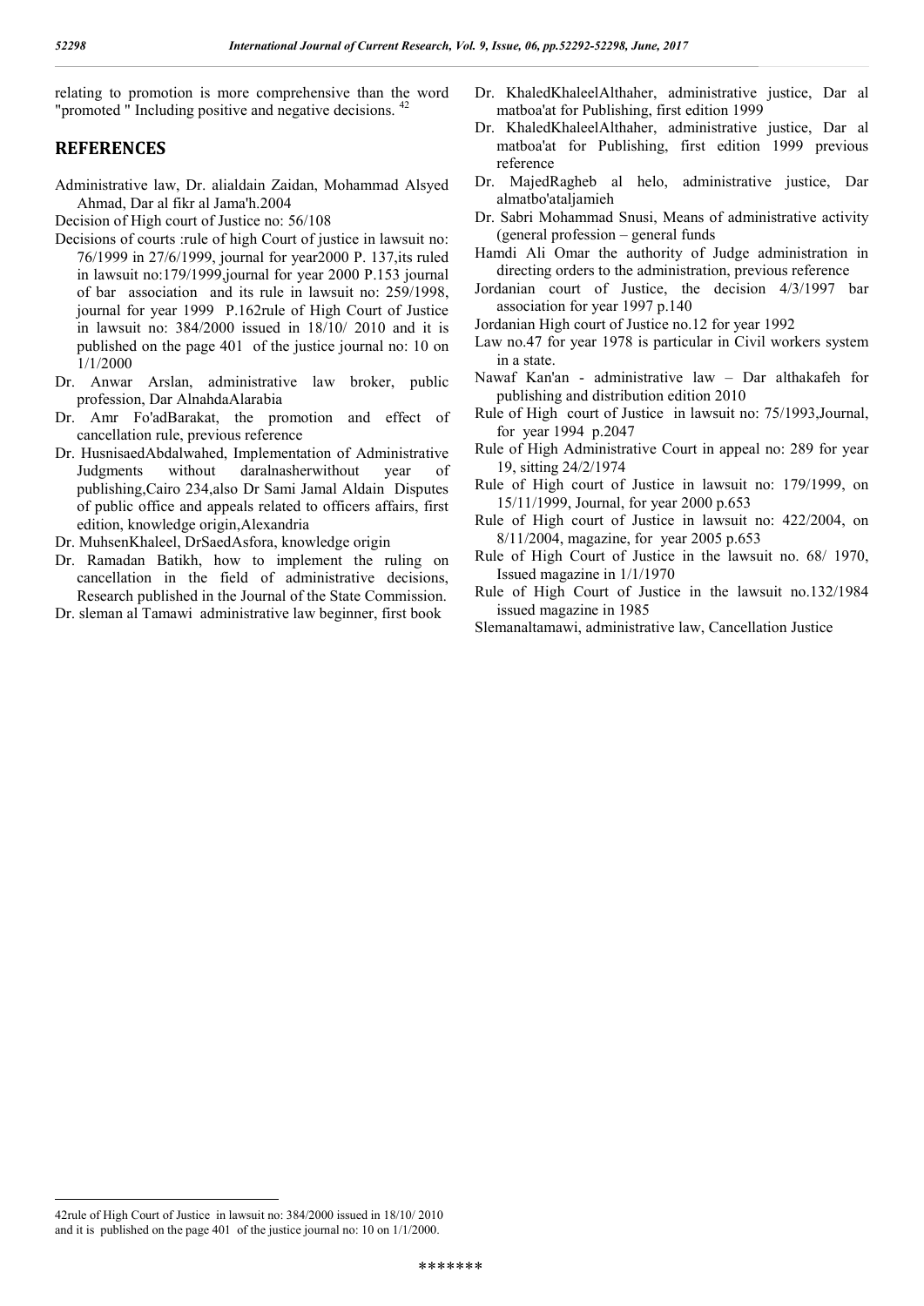relating to promotion is more comprehensive than the word "promoted " Including positive and negative decisions. [42]

## REFERENCES

Administrative law, Dr. alialdain Zaidan, Mohammad Alsyed Ahmad, Dar al fikr al Jama'h.2004

Decision of High court of Justice no: 56/108

Decisions of courts :rule of high Court of justice in lawsuit no: 76/1999 in 27/6/1999, journal for year2000 P. 137,its ruled in lawsuit no:179/1999,journal for year 2000 P.153 journal of bar association and its rule in lawsuit no: 259/1998, journal for year 1999 P.162rule of High Court of Justice in lawsuit no: 384/2000 issued in 18/10/ 2010 and it is published on the page 401 of the justice journal no: 10 on 1/1/2000

Dr. Anwar Arslan, administrative law broker, public profession, Dar AlnahdaAlarabia

Dr. Amr Fo'adBarakat, the promotion and effect of cancellation rule, previous reference

Dr. HusnisaedAbdalwahed, Implementation of Administrative Judgments without daralnasherwithout year of publishing,Cairo 234,also Dr Sami Jamal Aldain Disputes of public office and appeals related to officers affairs, first edition, knowledge origin,Alexandria

Dr. MuhsenKhaleel, DrSaedAsfora, knowledge origin

Dr. Ramadan Batikh, how to implement the ruling on cancellation in the field of administrative decisions, Research published in the Journal of the State Commission.

Dr. sleman al Tamawi administrative law beginner, first book

Dr. KhaledKhaleelAlthaher, administrative justice, Dar al matboa'at for Publishing, first edition 1999

Dr. KhaledKhaleelAlthaher, administrative justice, Dar al matboa'at for Publishing, first edition 1999 previous reference

Dr. MajedRagheb al helo, administrative justice, Dar almatbo'ataljamieh

Dr. Sabri Mohammad Snusi, Means of administrative activity (general profession – general funds

Hamdi Ali Omar the authority of Judge administration in directing orders to the administration, previous reference

Jordanian court of Justice, the decision 4/3/1997 bar association for year 1997 p.140

Jordanian High court of Justice no.12 for year 1992

Law no.47 for year 1978 is particular in Civil workers system in a state.

Nawaf Kan'an - administrative law – Dar althakafeh for publishing and distribution edition 2010

Rule of High court of Justice in lawsuit no: 75/1993,Journal, for year 1994 p.2047

Rule of High Administrative Court in appeal no: 289 for year 19, sitting 24/2/1974

Rule of High court of Justice in lawsuit no: 179/1999, on 15/11/1999, Journal, for year 2000 p.653

Rule of High court of Justice in lawsuit no: 422/2004, on 8/11/2004, magazine, for year 2005 p.653

Rule of High Court of Justice in the lawsuit no. 68/ 1970, Issued magazine in 1/1/1970

Rule of High Court of Justice in the lawsuit no.132/1984 issued magazine in 1985

Slemanaltamawi, administrative law, Cancellation Justice

---

42rule of High Court of Justice in lawsuit no: 384/2000 issued in 18/10/ 2010 and it is published on the page 401 of the justice journal no: 10 on 1/1/2000.

\*\*\*\*\*\*\*